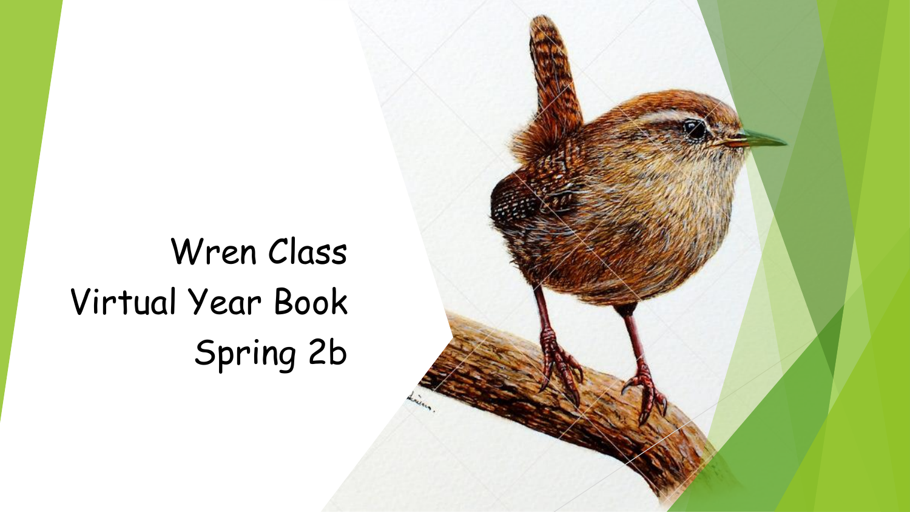# Wren Class
# Virtual Year Book
# Spring 2b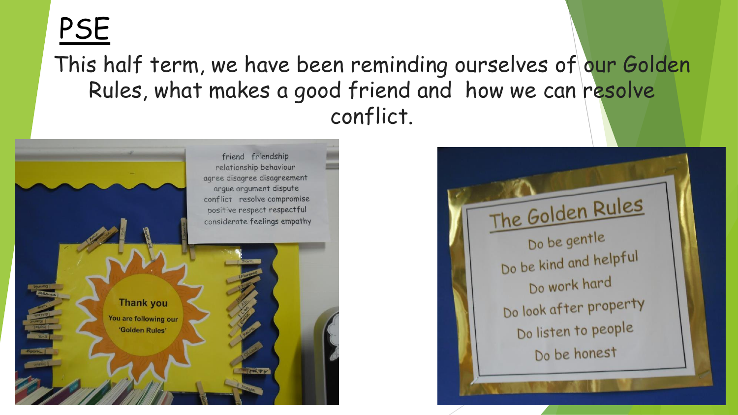# PSE

This half term, we have been reminding ourselves of our Golden Rules, what makes a good friend and how we can resolve conflict.

friend friendship
relationship behaviour
agree disagree disagreement
argue argument dispute
conflict resolve compromise
positive respect respectful
considerate feelings empathy

**Thank you**

You are following our 'Golden Rules'

## The Golden Rules

Do be gentle
Do be kind and helpful
Do work hard
Do look after property
Do listen to people
Do be honest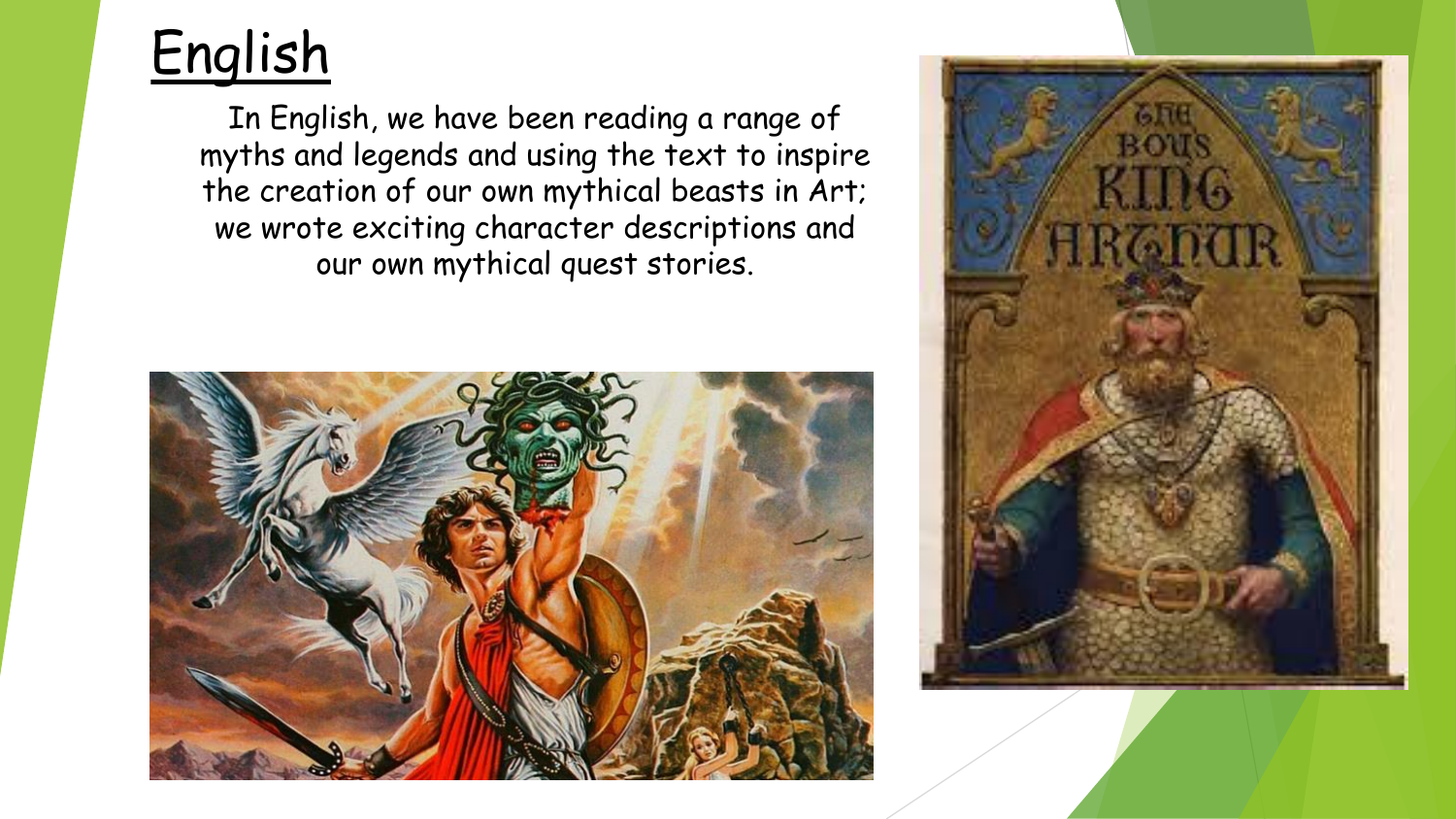# English

In English, we have been reading a range of myths and legends and using the text to inspire the creation of our own mythical beasts in Art; we wrote exciting character descriptions and our own mythical quest stories.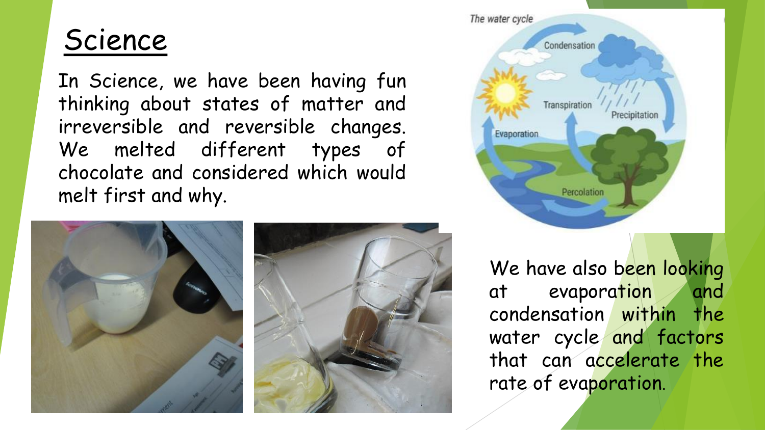# Science

In Science, we have been having fun thinking about states of matter and irreversible and reversible changes. We melted different types of chocolate and considered which would melt first and why.

We have also been looking at evaporation and condensation within the water cycle and factors that can accelerate the rate of evaporation.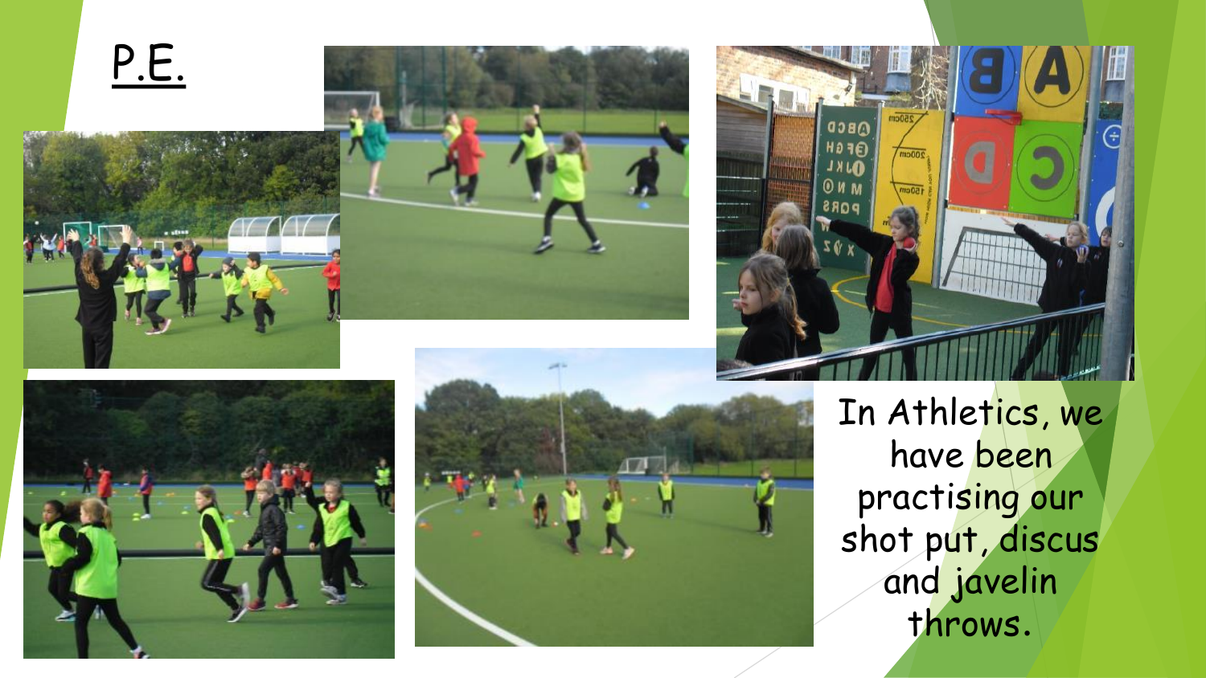# P.E.

In Athletics, we have been practising our shot put, discus and javelin throws.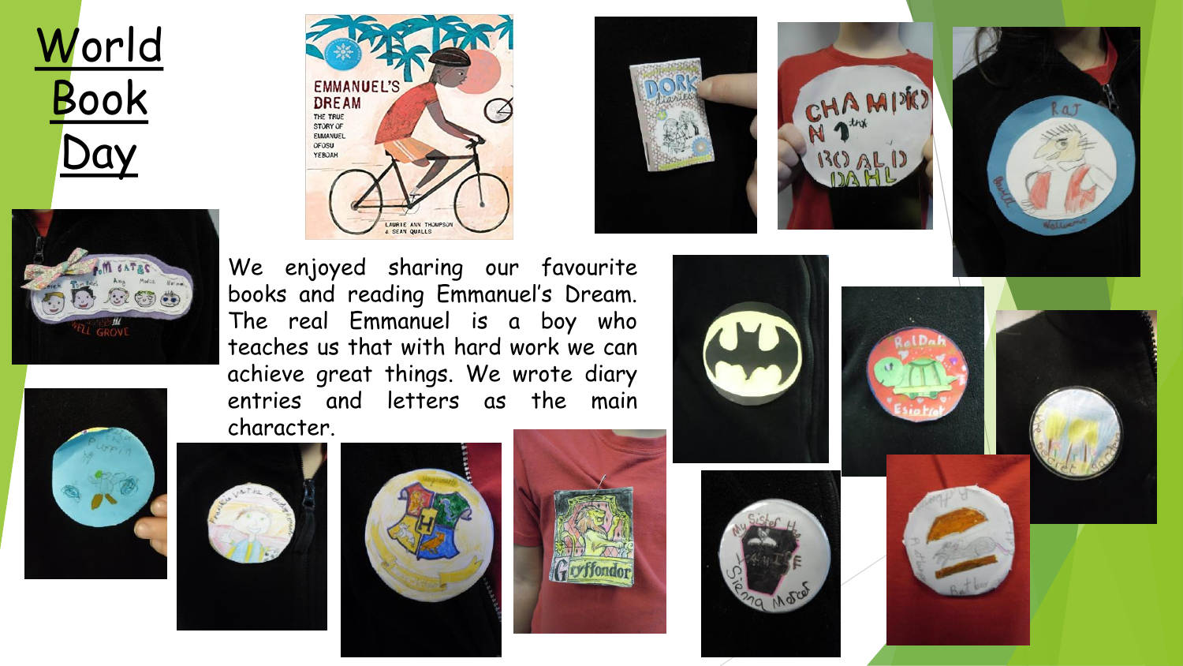# World Book Day

We enjoyed sharing our favourite books and reading Emmanuel's Dream. The real Emmanuel is a boy who teaches us that with hard work we can achieve great things. We wrote diary entries and letters as the main character.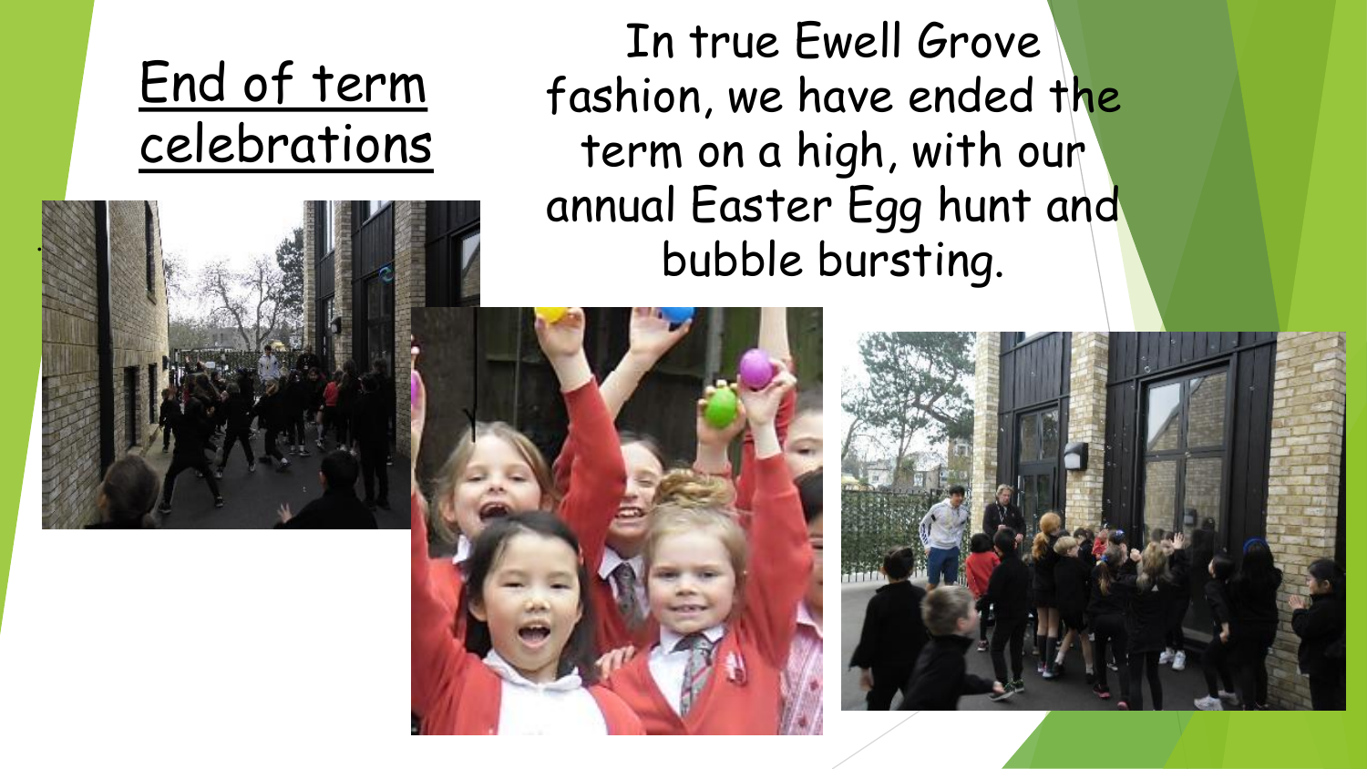# End of term celebrations

In true Ewell Grove fashion, we have ended the term on a high, with our annual Easter Egg hunt and bubble bursting.